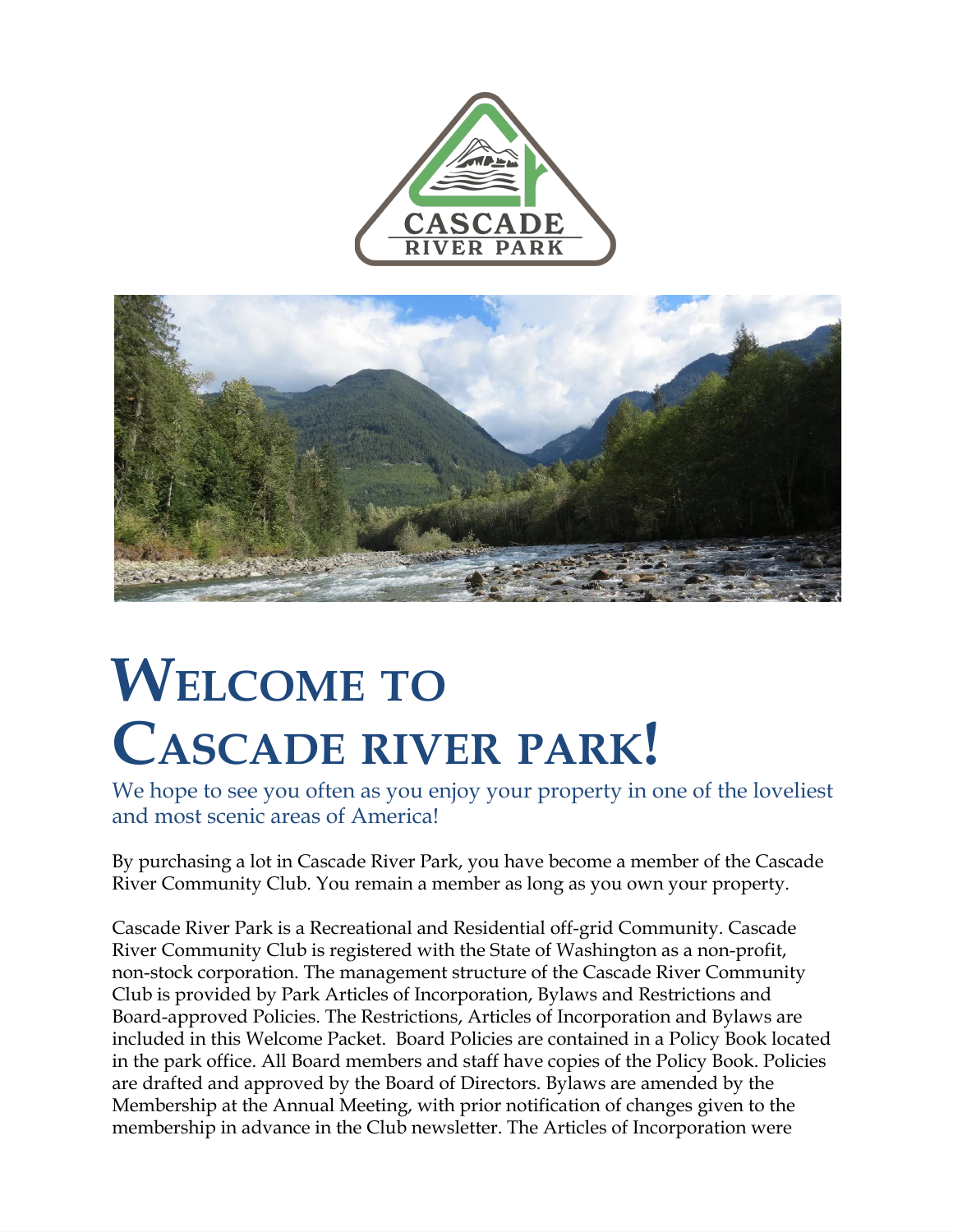# Welcome to Cascade river park!

We hope to see you often as you enjoy your property in one of the loveliest and most scenic areas of America!

By purchasing a lot in Cascade River Park, you have become a member of the Cascade River Community Club. You remain a member as long as you own your property.

Cascade River Park is a Recreational and Residential off-grid Community. Cascade River Community Club is registered with the State of Washington as a non-profit, non-stock corporation. The management structure of the Cascade River Community Club is provided by Park Articles of Incorporation, Bylaws and Restrictions and Board-approved Policies. The Restrictions, Articles of Incorporation and Bylaws are included in this Welcome Packet. Board Policies are contained in a Policy Book located in the park office. All Board members and staff have copies of the Policy Book. Policies are drafted and approved by the Board of Directors. Bylaws are amended by the Membership at the Annual Meeting, with prior notification of changes given to the membership in advance in the Club newsletter. The Articles of Incorporation were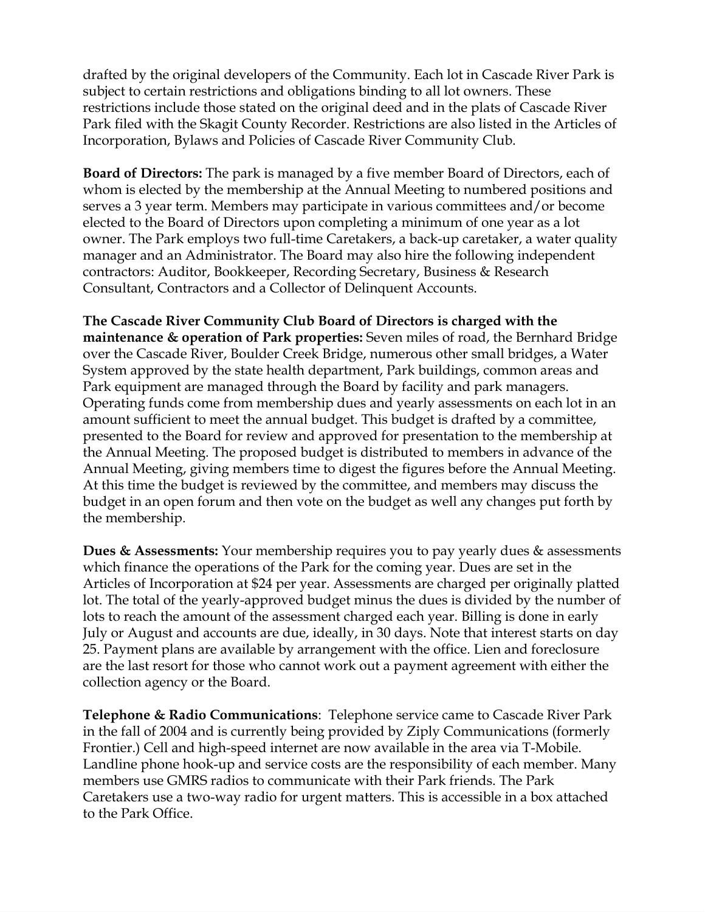drafted by the original developers of the Community. Each lot in Cascade River Park is subject to certain restrictions and obligations binding to all lot owners. These restrictions include those stated on the original deed and in the plats of Cascade River Park filed with the Skagit County Recorder. Restrictions are also listed in the Articles of Incorporation, Bylaws and Policies of Cascade River Community Club.

**Board of Directors:** The park is managed by a five member Board of Directors, each of whom is elected by the membership at the Annual Meeting to numbered positions and serves a 3 year term. Members may participate in various committees and/or become elected to the Board of Directors upon completing a minimum of one year as a lot owner. The Park employs two full-time Caretakers, a back-up caretaker, a water quality manager and an Administrator. The Board may also hire the following independent contractors: Auditor, Bookkeeper, Recording Secretary, Business & Research Consultant, Contractors and a Collector of Delinquent Accounts.

**The Cascade River Community Club Board of Directors is charged with the maintenance & operation of Park properties:** Seven miles of road, the Bernhard Bridge over the Cascade River, Boulder Creek Bridge, numerous other small bridges, a Water System approved by the state health department, Park buildings, common areas and Park equipment are managed through the Board by facility and park managers. Operating funds come from membership dues and yearly assessments on each lot in an amount sufficient to meet the annual budget. This budget is drafted by a committee, presented to the Board for review and approved for presentation to the membership at the Annual Meeting. The proposed budget is distributed to members in advance of the Annual Meeting, giving members time to digest the figures before the Annual Meeting. At this time the budget is reviewed by the committee, and members may discuss the budget in an open forum and then vote on the budget as well any changes put forth by the membership.

**Dues & Assessments:** Your membership requires you to pay yearly dues & assessments which finance the operations of the Park for the coming year. Dues are set in the Articles of Incorporation at $24 per year. Assessments are charged per originally platted lot. The total of the yearly-approved budget minus the dues is divided by the number of lots to reach the amount of the assessment charged each year. Billing is done in early July or August and accounts are due, ideally, in 30 days. Note that interest starts on day 25. Payment plans are available by arrangement with the office. Lien and foreclosure are the last resort for those who cannot work out a payment agreement with either the collection agency or the Board.

**Telephone & Radio Communications**: Telephone service came to Cascade River Park in the fall of 2004 and is currently being provided by Ziply Communications (formerly Frontier.) Cell and high-speed internet are now available in the area via T-Mobile. Landline phone hook-up and service costs are the responsibility of each member. Many members use GMRS radios to communicate with their Park friends. The Park Caretakers use a two-way radio for urgent matters. This is accessible in a box attached to the Park Office.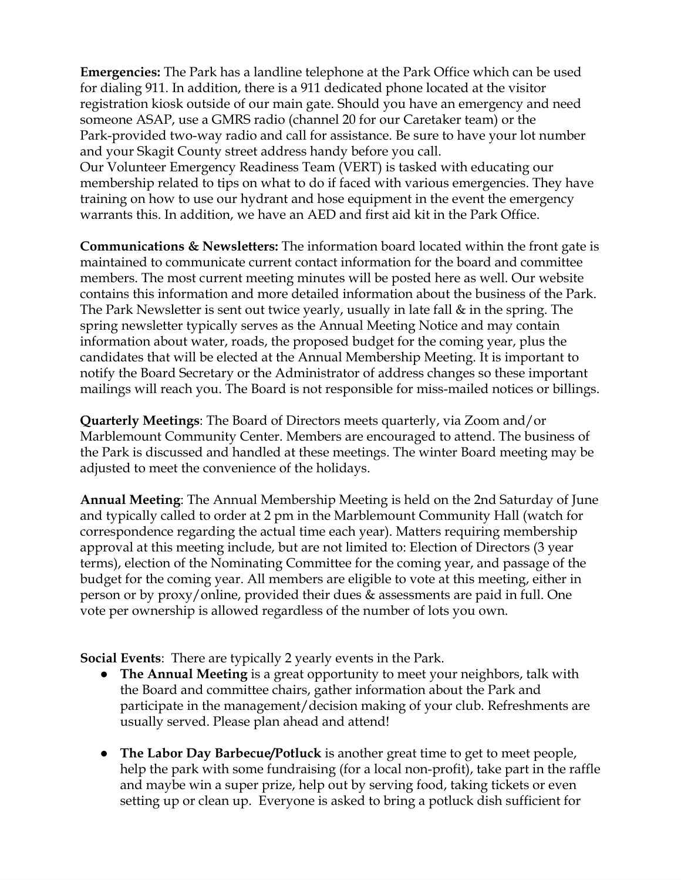**Emergencies:** The Park has a landline telephone at the Park Office which can be used for dialing 911. In addition, there is a 911 dedicated phone located at the visitor registration kiosk outside of our main gate. Should you have an emergency and need someone ASAP, use a GMRS radio (channel 20 for our Caretaker team) or the Park-provided two-way radio and call for assistance. Be sure to have your lot number and your Skagit County street address handy before you call.
Our Volunteer Emergency Readiness Team (VERT) is tasked with educating our membership related to tips on what to do if faced with various emergencies. They have training on how to use our hydrant and hose equipment in the event the emergency warrants this. In addition, we have an AED and first aid kit in the Park Office.

**Communications & Newsletters:** The information board located within the front gate is maintained to communicate current contact information for the board and committee members. The most current meeting minutes will be posted here as well. Our website contains this information and more detailed information about the business of the Park. The Park Newsletter is sent out twice yearly, usually in late fall & in the spring. The spring newsletter typically serves as the Annual Meeting Notice and may contain information about water, roads, the proposed budget for the coming year, plus the candidates that will be elected at the Annual Membership Meeting. It is important to notify the Board Secretary or the Administrator of address changes so these important mailings will reach you. The Board is not responsible for miss-mailed notices or billings.

**Quarterly Meetings**: The Board of Directors meets quarterly, via Zoom and/or Marblemount Community Center. Members are encouraged to attend. The business of the Park is discussed and handled at these meetings. The winter Board meeting may be adjusted to meet the convenience of the holidays.

**Annual Meeting**: The Annual Membership Meeting is held on the 2nd Saturday of June and typically called to order at 2 pm in the Marblemount Community Hall (watch for correspondence regarding the actual time each year). Matters requiring membership approval at this meeting include, but are not limited to: Election of Directors (3 year terms), election of the Nominating Committee for the coming year, and passage of the budget for the coming year. All members are eligible to vote at this meeting, either in person or by proxy/online, provided their dues & assessments are paid in full. One vote per ownership is allowed regardless of the number of lots you own.

**Social Events**: There are typically 2 yearly events in the Park.

- **The Annual Meeting** is a great opportunity to meet your neighbors, talk with the Board and committee chairs, gather information about the Park and participate in the management/decision making of your club. Refreshments are usually served. Please plan ahead and attend!

- **The Labor Day Barbecue/Potluck** is another great time to get to meet people, help the park with some fundraising (for a local non-profit), take part in the raffle and maybe win a super prize, help out by serving food, taking tickets or even setting up or clean up. Everyone is asked to bring a potluck dish sufficient for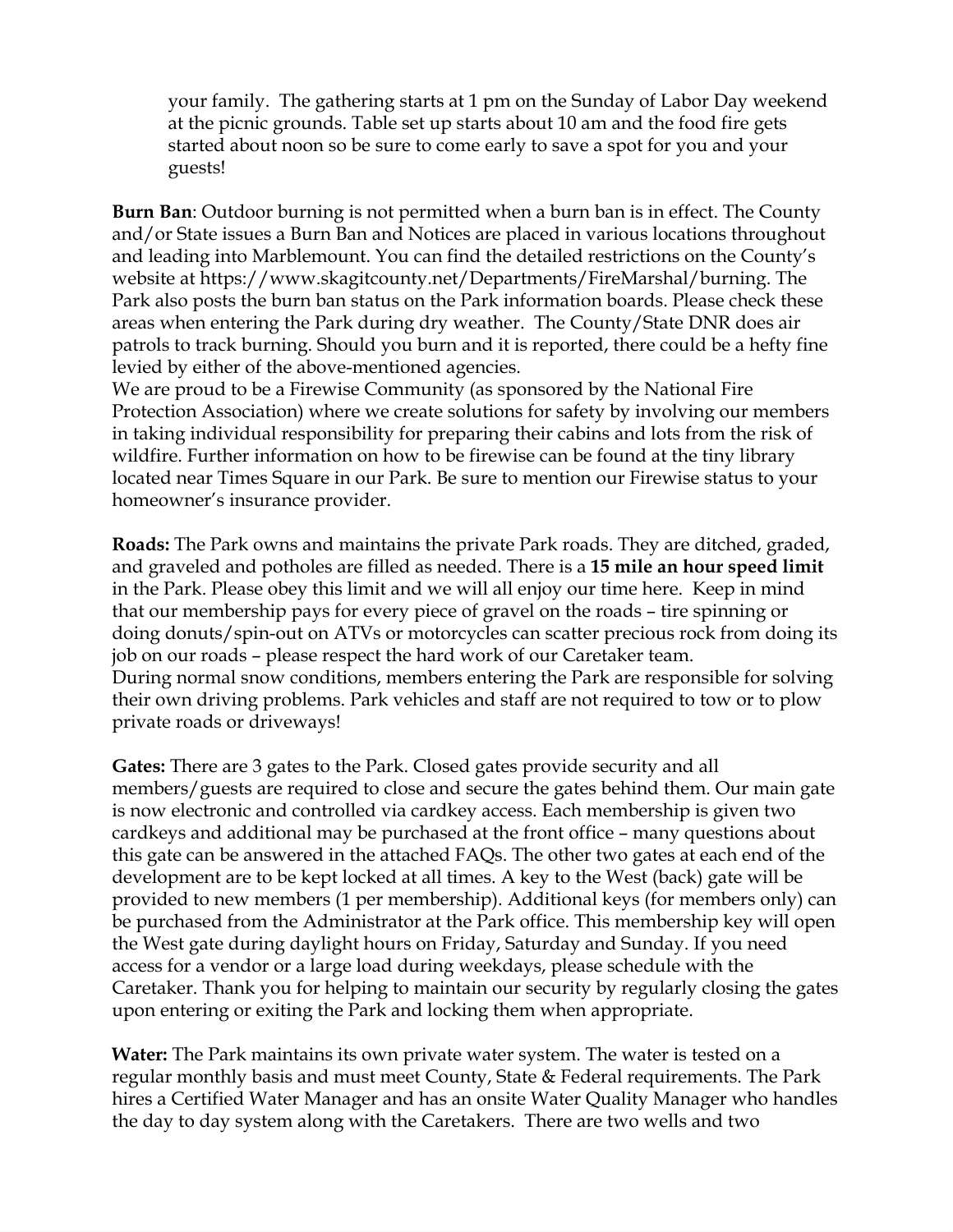your family. The gathering starts at 1 pm on the Sunday of Labor Day weekend at the picnic grounds. Table set up starts about 10 am and the food fire gets started about noon so be sure to come early to save a spot for you and your guests!

**Burn Ban**: Outdoor burning is not permitted when a burn ban is in effect. The County and/or State issues a Burn Ban and Notices are placed in various locations throughout and leading into Marblemount. You can find the detailed restrictions on the County's website at https://www.skagitcounty.net/Departments/FireMarshal/burning. The Park also posts the burn ban status on the Park information boards. Please check these areas when entering the Park during dry weather. The County/State DNR does air patrols to track burning. Should you burn and it is reported, there could be a hefty fine levied by either of the above-mentioned agencies.

We are proud to be a Firewise Community (as sponsored by the National Fire Protection Association) where we create solutions for safety by involving our members in taking individual responsibility for preparing their cabins and lots from the risk of wildfire. Further information on how to be firewise can be found at the tiny library located near Times Square in our Park. Be sure to mention our Firewise status to your homeowner's insurance provider.

**Roads:** The Park owns and maintains the private Park roads. They are ditched, graded, and graveled and potholes are filled as needed. There is a **15 mile an hour speed limit** in the Park. Please obey this limit and we will all enjoy our time here. Keep in mind that our membership pays for every piece of gravel on the roads – tire spinning or doing donuts/spin-out on ATVs or motorcycles can scatter precious rock from doing its job on our roads – please respect the hard work of our Caretaker team.

During normal snow conditions, members entering the Park are responsible for solving their own driving problems. Park vehicles and staff are not required to tow or to plow private roads or driveways!

**Gates:** There are 3 gates to the Park. Closed gates provide security and all members/guests are required to close and secure the gates behind them. Our main gate is now electronic and controlled via cardkey access. Each membership is given two cardkeys and additional may be purchased at the front office – many questions about this gate can be answered in the attached FAQs. The other two gates at each end of the development are to be kept locked at all times. A key to the West (back) gate will be provided to new members (1 per membership). Additional keys (for members only) can be purchased from the Administrator at the Park office. This membership key will open the West gate during daylight hours on Friday, Saturday and Sunday. If you need access for a vendor or a large load during weekdays, please schedule with the Caretaker. Thank you for helping to maintain our security by regularly closing the gates upon entering or exiting the Park and locking them when appropriate.

**Water:** The Park maintains its own private water system. The water is tested on a regular monthly basis and must meet County, State & Federal requirements. The Park hires a Certified Water Manager and has an onsite Water Quality Manager who handles the day to day system along with the Caretakers. There are two wells and two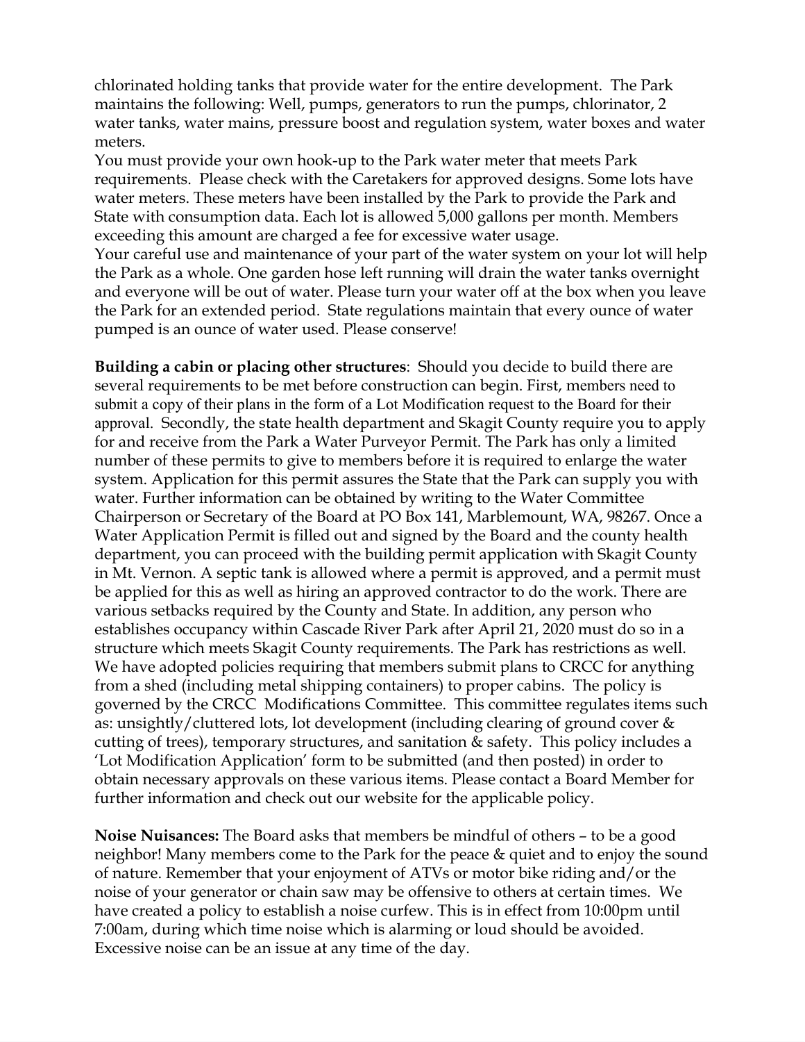chlorinated holding tanks that provide water for the entire development. The Park maintains the following: Well, pumps, generators to run the pumps, chlorinator, 2 water tanks, water mains, pressure boost and regulation system, water boxes and water meters.

You must provide your own hook-up to the Park water meter that meets Park requirements. Please check with the Caretakers for approved designs. Some lots have water meters. These meters have been installed by the Park to provide the Park and State with consumption data. Each lot is allowed 5,000 gallons per month. Members exceeding this amount are charged a fee for excessive water usage.

Your careful use and maintenance of your part of the water system on your lot will help the Park as a whole. One garden hose left running will drain the water tanks overnight and everyone will be out of water. Please turn your water off at the box when you leave the Park for an extended period. State regulations maintain that every ounce of water pumped is an ounce of water used. Please conserve!

**Building a cabin or placing other structures**: Should you decide to build there are several requirements to be met before construction can begin. First, members need to submit a copy of their plans in the form of a Lot Modification request to the Board for their approval. Secondly, the state health department and Skagit County require you to apply for and receive from the Park a Water Purveyor Permit. The Park has only a limited number of these permits to give to members before it is required to enlarge the water system. Application for this permit assures the State that the Park can supply you with water. Further information can be obtained by writing to the Water Committee Chairperson or Secretary of the Board at PO Box 141, Marblemount, WA, 98267. Once a Water Application Permit is filled out and signed by the Board and the county health department, you can proceed with the building permit application with Skagit County in Mt. Vernon. A septic tank is allowed where a permit is approved, and a permit must be applied for this as well as hiring an approved contractor to do the work. There are various setbacks required by the County and State. In addition, any person who establishes occupancy within Cascade River Park after April 21, 2020 must do so in a structure which meets Skagit County requirements. The Park has restrictions as well. We have adopted policies requiring that members submit plans to CRCC for anything from a shed (including metal shipping containers) to proper cabins. The policy is governed by the CRCC Modifications Committee. This committee regulates items such as: unsightly/cluttered lots, lot development (including clearing of ground cover & cutting of trees), temporary structures, and sanitation & safety. This policy includes a 'Lot Modification Application' form to be submitted (and then posted) in order to obtain necessary approvals on these various items. Please contact a Board Member for further information and check out our website for the applicable policy.

**Noise Nuisances:** The Board asks that members be mindful of others – to be a good neighbor! Many members come to the Park for the peace & quiet and to enjoy the sound of nature. Remember that your enjoyment of ATVs or motor bike riding and/or the noise of your generator or chain saw may be offensive to others at certain times. We have created a policy to establish a noise curfew. This is in effect from 10:00pm until 7:00am, during which time noise which is alarming or loud should be avoided. Excessive noise can be an issue at any time of the day.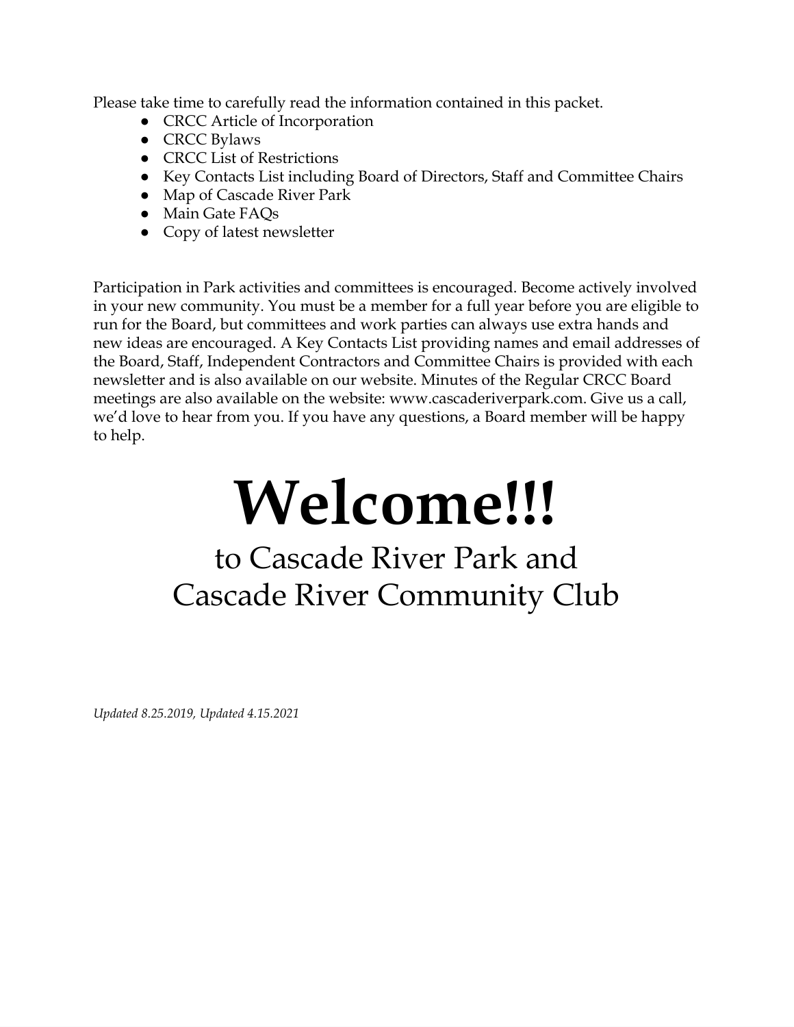Please take time to carefully read the information contained in this packet.

- CRCC Article of Incorporation
- CRCC Bylaws
- CRCC List of Restrictions
- Key Contacts List including Board of Directors, Staff and Committee Chairs
- Map of Cascade River Park
- Main Gate FAQs
- Copy of latest newsletter

Participation in Park activities and committees is encouraged. Become actively involved in your new community. You must be a member for a full year before you are eligible to run for the Board, but committees and work parties can always use extra hands and new ideas are encouraged. A Key Contacts List providing names and email addresses of the Board, Staff, Independent Contractors and Committee Chairs is provided with each newsletter and is also available on our website. Minutes of the Regular CRCC Board meetings are also available on the website: www.cascaderiverpark.com. Give us a call, we'd love to hear from you. If you have any questions, a Board member will be happy to help.

# Welcome!!!

## to Cascade River Park and Cascade River Community Club

*Updated 8.25.2019, Updated 4.15.2021*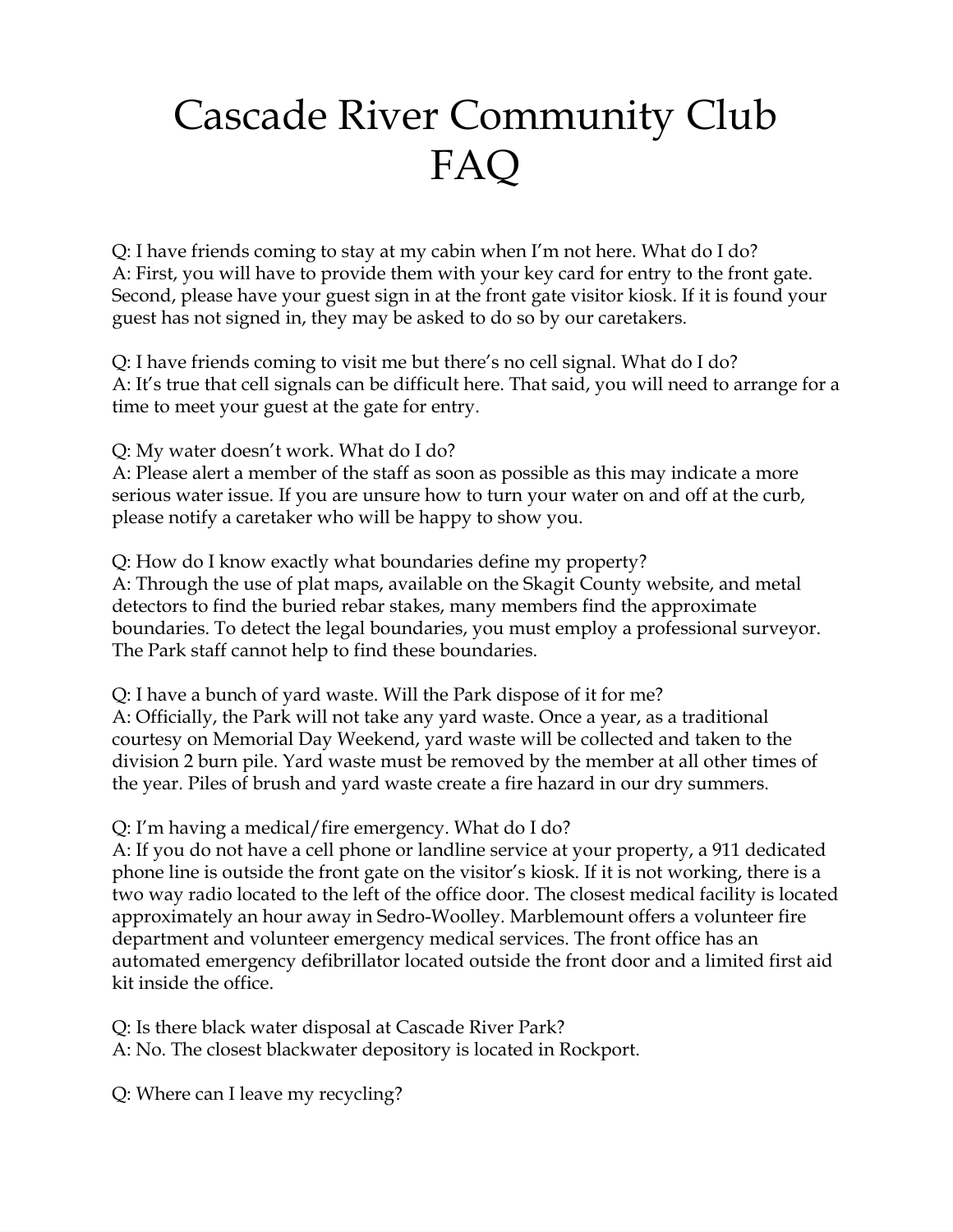# Cascade River Community Club FAQ

Q: I have friends coming to stay at my cabin when I'm not here. What do I do?
A: First, you will have to provide them with your key card for entry to the front gate. Second, please have your guest sign in at the front gate visitor kiosk. If it is found your guest has not signed in, they may be asked to do so by our caretakers.

Q: I have friends coming to visit me but there's no cell signal. What do I do?
A: It's true that cell signals can be difficult here. That said, you will need to arrange for a time to meet your guest at the gate for entry.

Q: My water doesn't work. What do I do?
A: Please alert a member of the staff as soon as possible as this may indicate a more serious water issue. If you are unsure how to turn your water on and off at the curb, please notify a caretaker who will be happy to show you.

Q: How do I know exactly what boundaries define my property?
A: Through the use of plat maps, available on the Skagit County website, and metal detectors to find the buried rebar stakes, many members find the approximate boundaries. To detect the legal boundaries, you must employ a professional surveyor. The Park staff cannot help to find these boundaries.

Q: I have a bunch of yard waste. Will the Park dispose of it for me?
A: Officially, the Park will not take any yard waste. Once a year, as a traditional courtesy on Memorial Day Weekend, yard waste will be collected and taken to the division 2 burn pile. Yard waste must be removed by the member at all other times of the year. Piles of brush and yard waste create a fire hazard in our dry summers.

Q: I'm having a medical/fire emergency. What do I do?
A: If you do not have a cell phone or landline service at your property, a 911 dedicated phone line is outside the front gate on the visitor's kiosk. If it is not working, there is a two way radio located to the left of the office door. The closest medical facility is located approximately an hour away in Sedro-Woolley. Marblemount offers a volunteer fire department and volunteer emergency medical services. The front office has an automated emergency defibrillator located outside the front door and a limited first aid kit inside the office.

Q: Is there black water disposal at Cascade River Park?
A: No. The closest blackwater depository is located in Rockport.

Q: Where can I leave my recycling?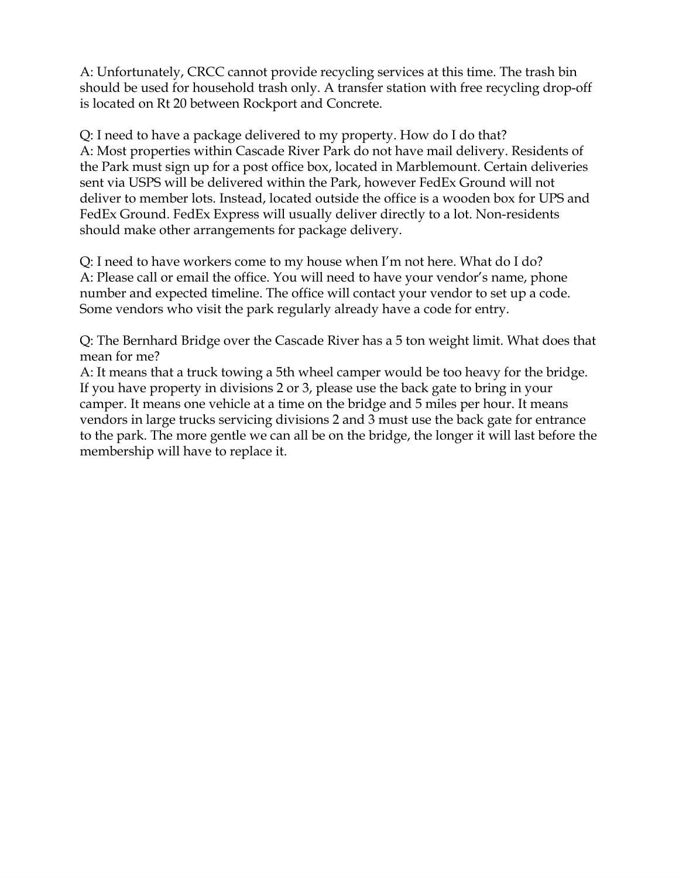A: Unfortunately, CRCC cannot provide recycling services at this time. The trash bin should be used for household trash only. A transfer station with free recycling drop-off is located on Rt 20 between Rockport and Concrete.

Q: I need to have a package delivered to my property. How do I do that?
A: Most properties within Cascade River Park do not have mail delivery. Residents of the Park must sign up for a post office box, located in Marblemount. Certain deliveries sent via USPS will be delivered within the Park, however FedEx Ground will not deliver to member lots. Instead, located outside the office is a wooden box for UPS and FedEx Ground. FedEx Express will usually deliver directly to a lot. Non-residents should make other arrangements for package delivery.

Q: I need to have workers come to my house when I'm not here. What do I do?
A: Please call or email the office. You will need to have your vendor's name, phone number and expected timeline. The office will contact your vendor to set up a code. Some vendors who visit the park regularly already have a code for entry.

Q: The Bernhard Bridge over the Cascade River has a 5 ton weight limit. What does that mean for me?
A: It means that a truck towing a 5th wheel camper would be too heavy for the bridge. If you have property in divisions 2 or 3, please use the back gate to bring in your camper. It means one vehicle at a time on the bridge and 5 miles per hour. It means vendors in large trucks servicing divisions 2 and 3 must use the back gate for entrance to the park. The more gentle we can all be on the bridge, the longer it will last before the membership will have to replace it.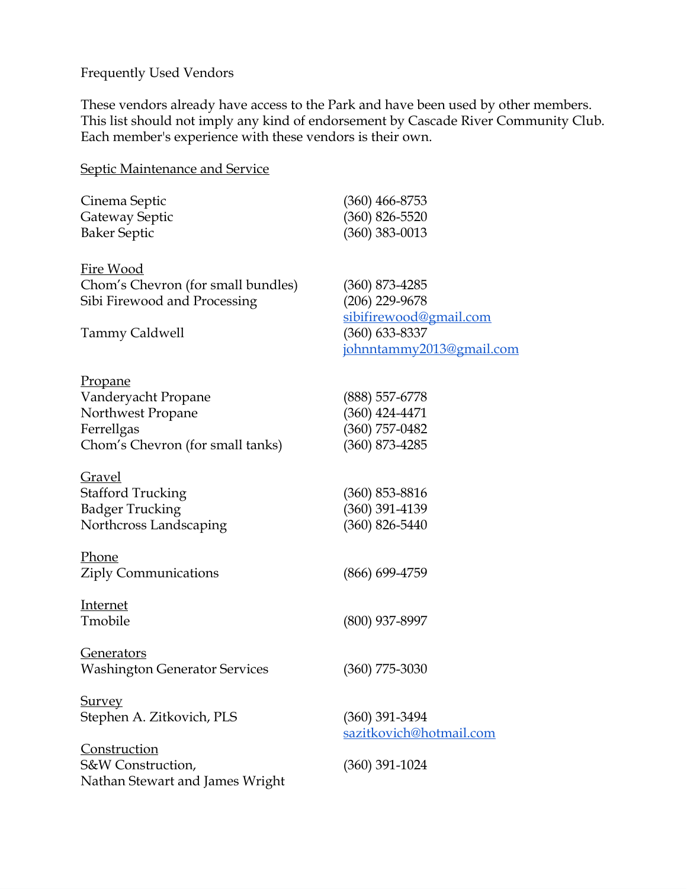Frequently Used Vendors

These vendors already have access to the Park and have been used by other members. This list should not imply any kind of endorsement by Cascade River Community Club. Each member's experience with these vendors is their own.

<u>Septic Maintenance and Service</u>

| | |
|---|---|
| Cinema Septic | (360) 466-8753 |
| Gateway Septic | (360) 826-5520 |
| Baker Septic | (360) 383-0013 |

<u>Fire Wood</u>

| | |
|---|---|
| Chom's Chevron (for small bundles) | (360) 873-4285 |
| Sibi Firewood and Processing | (206) 229-9678<br>sibifirewood@gmail.com |
| Tammy Caldwell | (360) 633-8337<br>johnntammy2013@gmail.com |

<u>Propane</u>

| | |
|---|---|
| Vanderyacht Propane | (888) 557-6778 |
| Northwest Propane | (360) 424-4471 |
| Ferrellgas | (360) 757-0482 |
| Chom's Chevron (for small tanks) | (360) 873-4285 |

<u>Gravel</u>

| | |
|---|---|
| Stafford Trucking | (360) 853-8816 |
| Badger Trucking | (360) 391-4139 |
| Northcross Landscaping | (360) 826-5440 |

<u>Phone</u>

| | |
|---|---|
| Ziply Communications | (866) 699-4759 |

<u>Internet</u>

| | |
|---|---|
| Tmobile | (800) 937-8997 |

<u>Generators</u>

| | |
|---|---|
| Washington Generator Services | (360) 775-3030 |

<u>Survey</u>

| | |
|---|---|
| Stephen A. Zitkovich, PLS | (360) 391-3494<br>sazitkovich@hotmail.com |

<u>Construction</u>

| | |
|---|---|
| S&W Construction,<br>Nathan Stewart and James Wright | (360) 391-1024 |